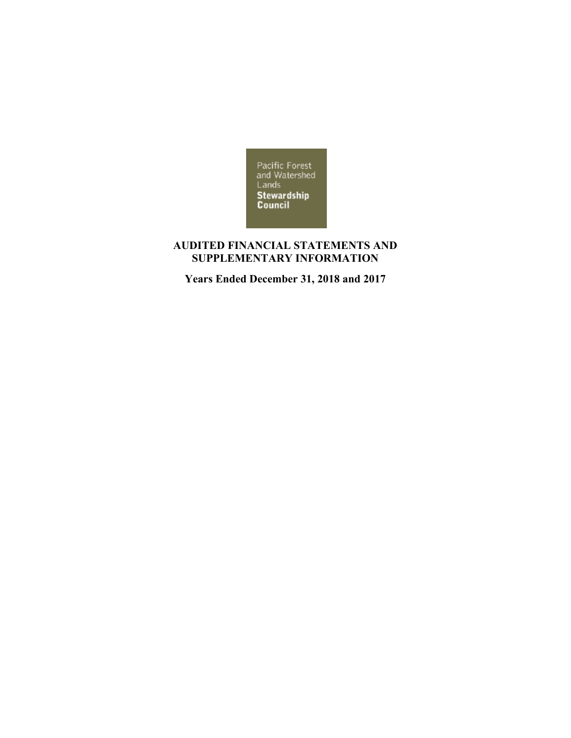Pacific Forest and Watershed Lands **Stewardship Council**

# AUDITED FINANCIAL STATEMENTS AND SUPPLEMENTARY INFORMATION

## Years Ended December 31, 2018 and 2017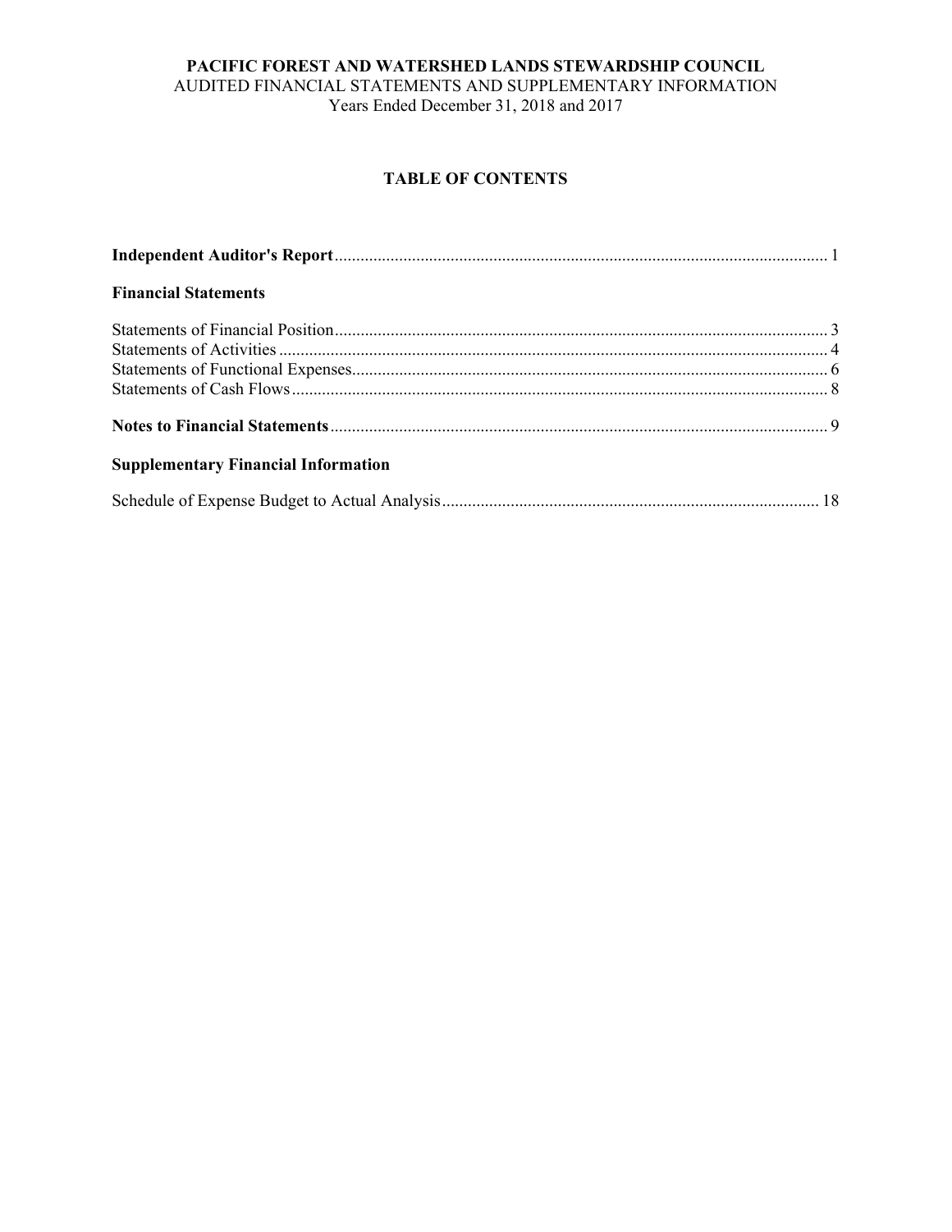**PACIFIC FOREST AND WATERSHED LANDS STEWARDSHIP COUNCIL**
AUDITED FINANCIAL STATEMENTS AND SUPPLEMENTARY INFORMATION
Years Ended December 31, 2018 and 2017

## TABLE OF CONTENTS

**Independent Auditor's Report** ........ 1

**Financial Statements**

Statements of Financial Position ........ 3
Statements of Activities ........ 4
Statements of Functional Expenses ........ 6
Statements of Cash Flows ........ 8

**Notes to Financial Statements** ........ 9

**Supplementary Financial Information**

Schedule of Expense Budget to Actual Analysis ........ 18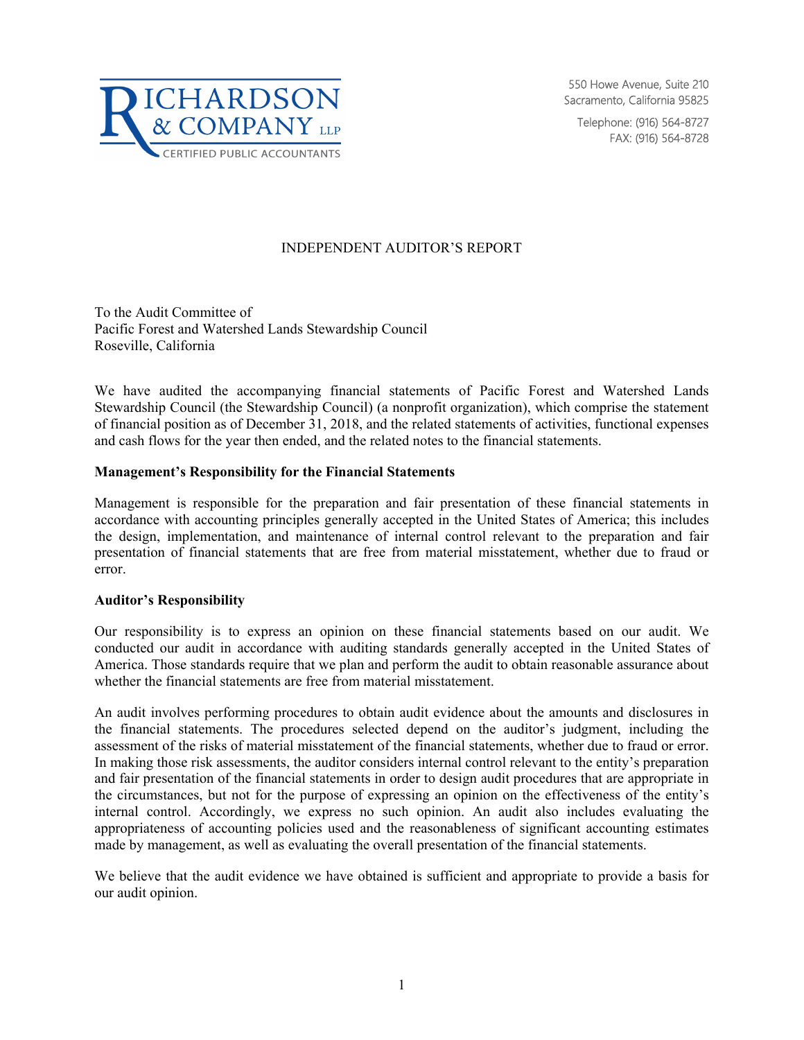RICHARDSON & COMPANY LLP
CERTIFIED PUBLIC ACCOUNTANTS

550 Howe Avenue, Suite 210
Sacramento, California 95825

Telephone: (916) 564-8727
FAX: (916) 564-8728

# INDEPENDENT AUDITOR'S REPORT

To the Audit Committee of
Pacific Forest and Watershed Lands Stewardship Council
Roseville, California

We have audited the accompanying financial statements of Pacific Forest and Watershed Lands Stewardship Council (the Stewardship Council) (a nonprofit organization), which comprise the statement of financial position as of December 31, 2018, and the related statements of activities, functional expenses and cash flows for the year then ended, and the related notes to the financial statements.

**Management's Responsibility for the Financial Statements**

Management is responsible for the preparation and fair presentation of these financial statements in accordance with accounting principles generally accepted in the United States of America; this includes the design, implementation, and maintenance of internal control relevant to the preparation and fair presentation of financial statements that are free from material misstatement, whether due to fraud or error.

**Auditor's Responsibility**

Our responsibility is to express an opinion on these financial statements based on our audit. We conducted our audit in accordance with auditing standards generally accepted in the United States of America. Those standards require that we plan and perform the audit to obtain reasonable assurance about whether the financial statements are free from material misstatement.

An audit involves performing procedures to obtain audit evidence about the amounts and disclosures in the financial statements. The procedures selected depend on the auditor's judgment, including the assessment of the risks of material misstatement of the financial statements, whether due to fraud or error. In making those risk assessments, the auditor considers internal control relevant to the entity's preparation and fair presentation of the financial statements in order to design audit procedures that are appropriate in the circumstances, but not for the purpose of expressing an opinion on the effectiveness of the entity's internal control. Accordingly, we express no such opinion. An audit also includes evaluating the appropriateness of accounting policies used and the reasonableness of significant accounting estimates made by management, as well as evaluating the overall presentation of the financial statements.

We believe that the audit evidence we have obtained is sufficient and appropriate to provide a basis for our audit opinion.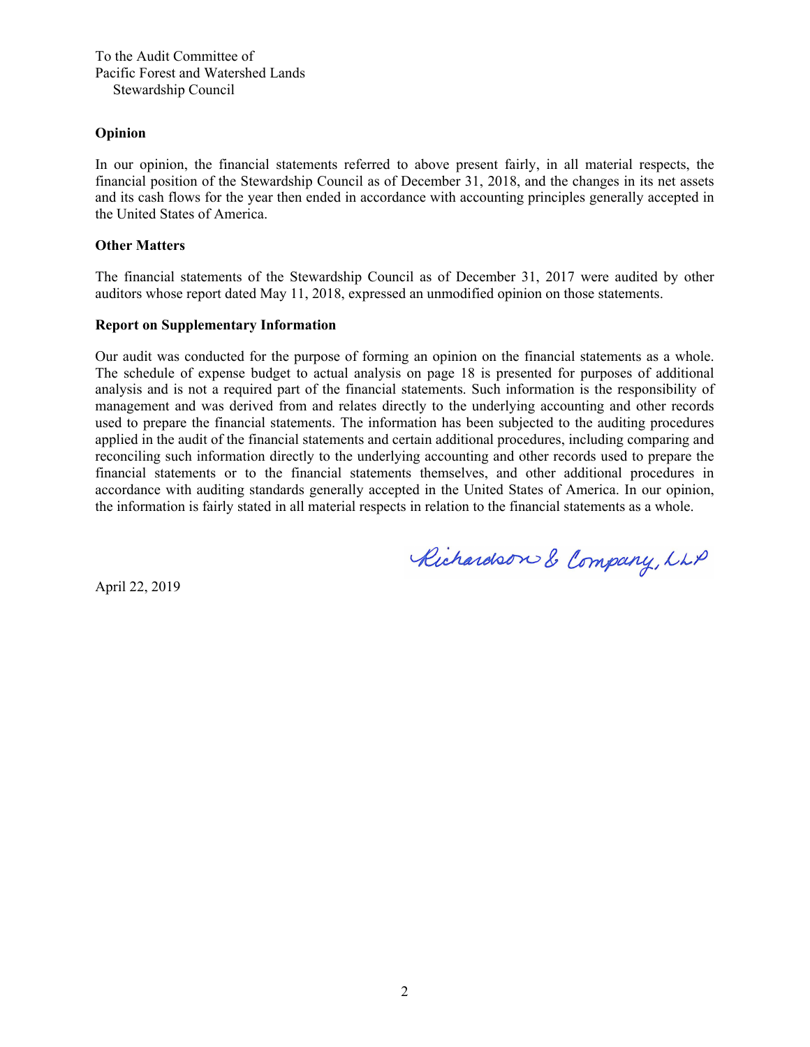To the Audit Committee of
Pacific Forest and Watershed Lands
Stewardship Council

**Opinion**

In our opinion, the financial statements referred to above present fairly, in all material respects, the financial position of the Stewardship Council as of December 31, 2018, and the changes in its net assets and its cash flows for the year then ended in accordance with accounting principles generally accepted in the United States of America.

**Other Matters**

The financial statements of the Stewardship Council as of December 31, 2017 were audited by other auditors whose report dated May 11, 2018, expressed an unmodified opinion on those statements.

**Report on Supplementary Information**

Our audit was conducted for the purpose of forming an opinion on the financial statements as a whole. The schedule of expense budget to actual analysis on page 18 is presented for purposes of additional analysis and is not a required part of the financial statements. Such information is the responsibility of management and was derived from and relates directly to the underlying accounting and other records used to prepare the financial statements. The information has been subjected to the auditing procedures applied in the audit of the financial statements and certain additional procedures, including comparing and reconciling such information directly to the underlying accounting and other records used to prepare the financial statements or to the financial statements themselves, and other additional procedures in accordance with auditing standards generally accepted in the United States of America. In our opinion, the information is fairly stated in all material respects in relation to the financial statements as a whole.

Richardson & Company, LLP

April 22, 2019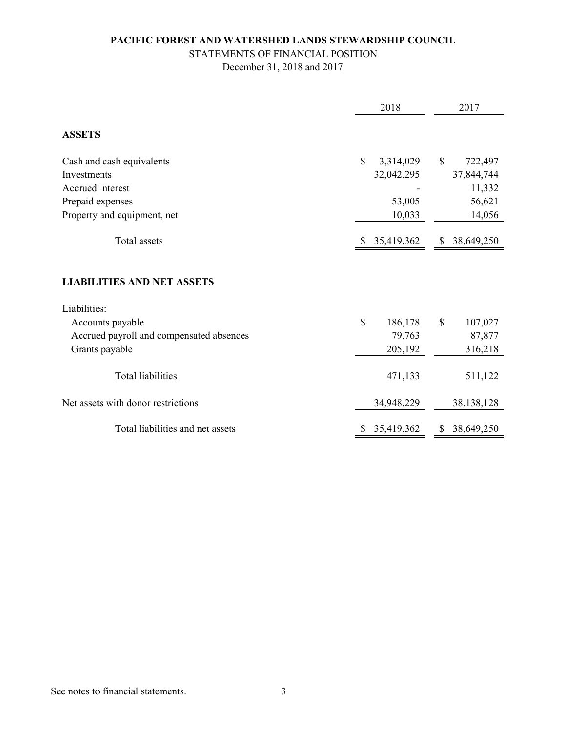# PACIFIC FOREST AND WATERSHED LANDS STEWARDSHIP COUNCIL

## STATEMENTS OF FINANCIAL POSITION

December 31, 2018 and 2017

| | 2018 | 2017 |
|---|---|---|
| **ASSETS** | | |
| Cash and cash equivalents | $ 3,314,029 | $ 722,497 |
| Investments | 32,042,295 | 37,844,744 |
| Accrued interest | - | 11,332 |
| Prepaid expenses | 53,005 | 56,621 |
| Property and equipment, net | 10,033 | 14,056 |
| Total assets | $ 35,419,362 | $ 38,649,250 |
| **LIABILITIES AND NET ASSETS** | | |
| Liabilities: | | |
| Accounts payable | $ 186,178 | $ 107,027 |
| Accrued payroll and compensated absences | 79,763 | 87,877 |
| Grants payable | 205,192 | 316,218 |
| Total liabilities | 471,133 | 511,122 |
| Net assets with donor restrictions | 34,948,229 | 38,138,128 |
| Total liabilities and net assets | $ 35,419,362 | $ 38,649,250 |

See notes to financial statements.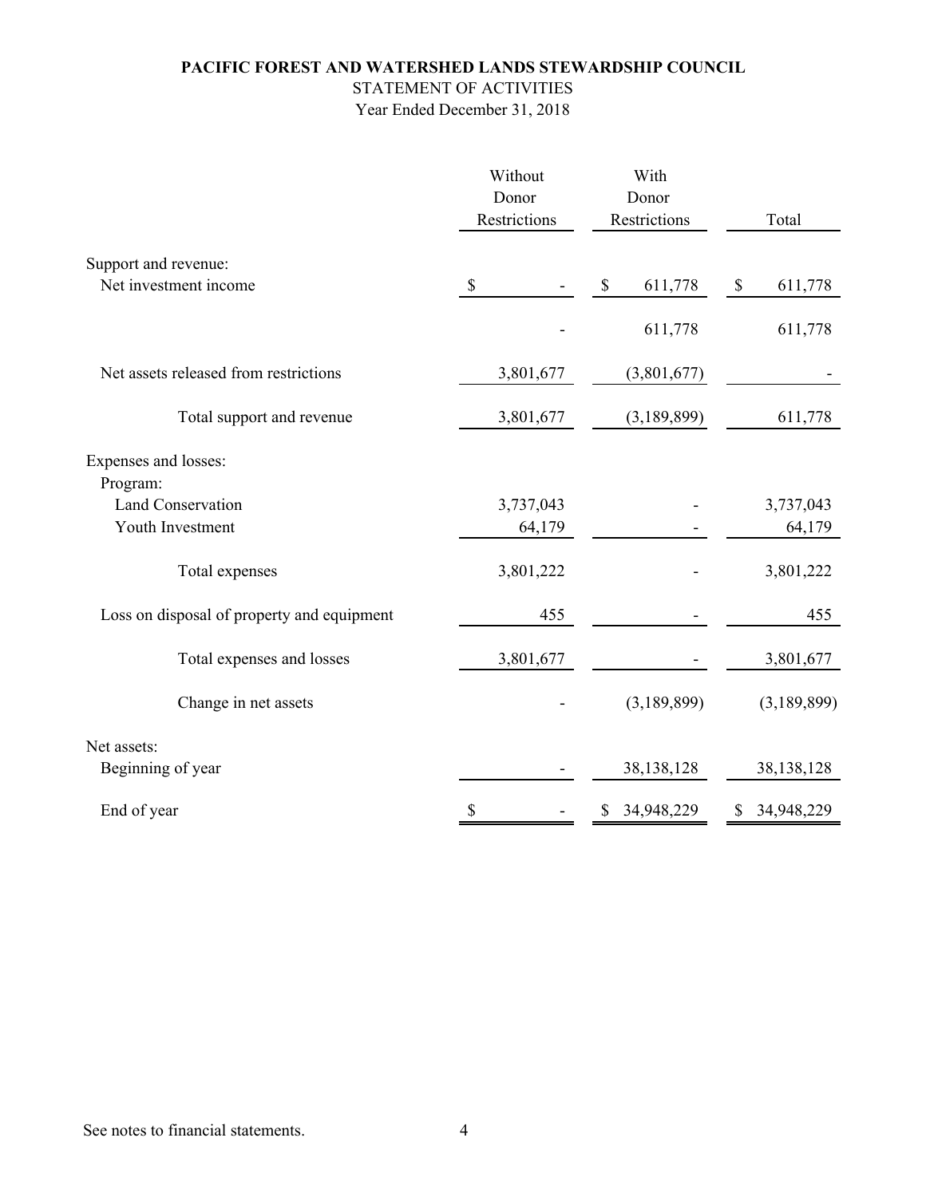**PACIFIC FOREST AND WATERSHED LANDS STEWARDSHIP COUNCIL**

STATEMENT OF ACTIVITIES

Year Ended December 31, 2018

| | Without Donor Restrictions | With Donor Restrictions | Total |
|---|---|---|---|
| Support and revenue: | | | |
| Net investment income | $ - | $ 611,778 | $ 611,778 |
| | - | 611,778 | 611,778 |
| Net assets released from restrictions | 3,801,677 | (3,801,677) | - |
| Total support and revenue | 3,801,677 | (3,189,899) | 611,778 |
| Expenses and losses: | | | |
| Program: | | | |
| Land Conservation | 3,737,043 | - | 3,737,043 |
| Youth Investment | 64,179 | - | 64,179 |
| Total expenses | 3,801,222 | - | 3,801,222 |
| Loss on disposal of property and equipment | 455 | - | 455 |
| Total expenses and losses | 3,801,677 | - | 3,801,677 |
| Change in net assets | - | (3,189,899) | (3,189,899) |
| Net assets: | | | |
| Beginning of year | - | 38,138,128 | 38,138,128 |
| End of year | $ - | $ 34,948,229 | $ 34,948,229 |

See notes to financial statements.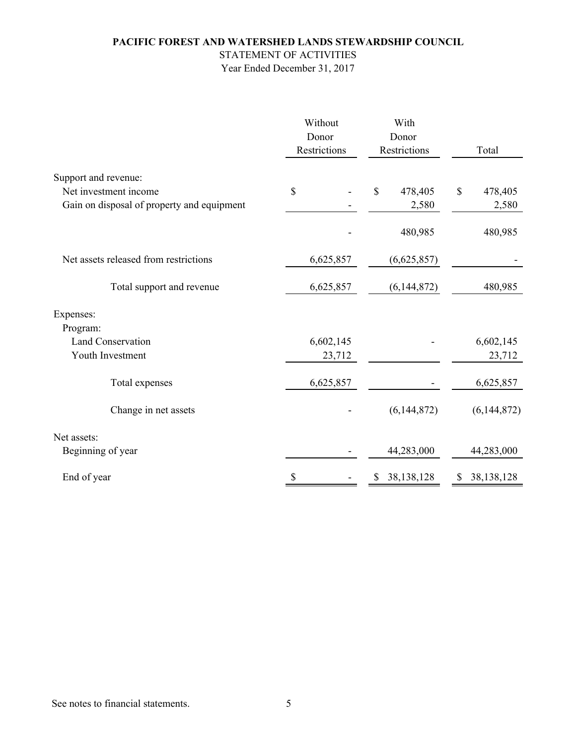# PACIFIC FOREST AND WATERSHED LANDS STEWARDSHIP COUNCIL

## STATEMENT OF ACTIVITIES

Year Ended December 31, 2017

| | Without Donor Restrictions | With Donor Restrictions | Total |
|---|---|---|---|
| Support and revenue: | | | |
| Net investment income | $ - | $ 478,405 | $ 478,405 |
| Gain on disposal of property and equipment | - | 2,580 | 2,580 |
| | - | 480,985 | 480,985 |
| Net assets released from restrictions | 6,625,857 | (6,625,857) | - |
| Total support and revenue | 6,625,857 | (6,144,872) | 480,985 |
| Expenses: | | | |
| Program: | | | |
| Land Conservation | 6,602,145 | - | 6,602,145 |
| Youth Investment | 23,712 | | 23,712 |
| Total expenses | 6,625,857 | - | 6,625,857 |
| Change in net assets | - | (6,144,872) | (6,144,872) |
| Net assets: | | | |
| Beginning of year | - | 44,283,000 | 44,283,000 |
| End of year | $ - | $ 38,138,128 | $ 38,138,128 |

See notes to financial statements.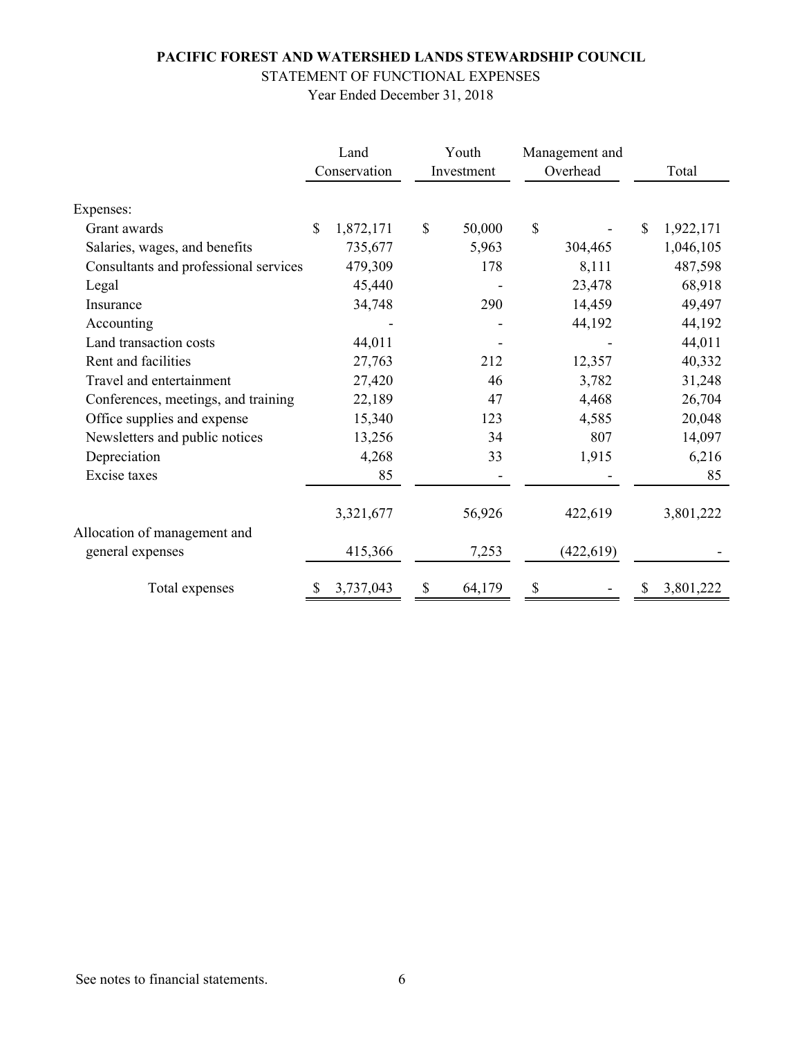**PACIFIC FOREST AND WATERSHED LANDS STEWARDSHIP COUNCIL**

STATEMENT OF FUNCTIONAL EXPENSES

Year Ended December 31, 2018

| | Land Conservation | Youth Investment | Management and Overhead | Total |
|---|---|---|---|---|
| Expenses: | | | | |
| Grant awards | $ 1,872,171 | $ 50,000 | $ - | $ 1,922,171 |
| Salaries, wages, and benefits | 735,677 | 5,963 | 304,465 | 1,046,105 |
| Consultants and professional services | 479,309 | 178 | 8,111 | 487,598 |
| Legal | 45,440 | - | 23,478 | 68,918 |
| Insurance | 34,748 | 290 | 14,459 | 49,497 |
| Accounting | - | - | 44,192 | 44,192 |
| Land transaction costs | 44,011 | - | - | 44,011 |
| Rent and facilities | 27,763 | 212 | 12,357 | 40,332 |
| Travel and entertainment | 27,420 | 46 | 3,782 | 31,248 |
| Conferences, meetings, and training | 22,189 | 47 | 4,468 | 26,704 |
| Office supplies and expense | 15,340 | 123 | 4,585 | 20,048 |
| Newsletters and public notices | 13,256 | 34 | 807 | 14,097 |
| Depreciation | 4,268 | 33 | 1,915 | 6,216 |
| Excise taxes | 85 | - | - | 85 |
| | 3,321,677 | 56,926 | 422,619 | 3,801,222 |
| Allocation of management and general expenses | 415,366 | 7,253 | (422,619) | - |
| Total expenses | $ 3,737,043 | $ 64,179 | $ - | $ 3,801,222 |

See notes to financial statements.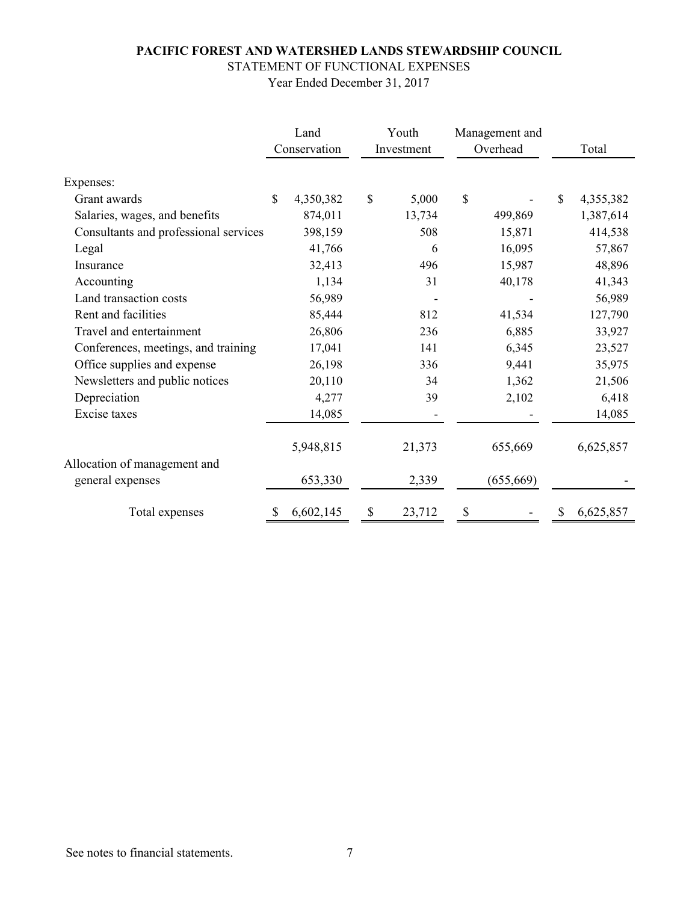**PACIFIC FOREST AND WATERSHED LANDS STEWARDSHIP COUNCIL**

STATEMENT OF FUNCTIONAL EXPENSES

Year Ended December 31, 2017

| | Land Conservation | Youth Investment | Management and Overhead | Total |
|---|---|---|---|---|
| Expenses: | | | | |
| Grant awards | $ 4,350,382 | $ 5,000 | $ - | $ 4,355,382 |
| Salaries, wages, and benefits | 874,011 | 13,734 | 499,869 | 1,387,614 |
| Consultants and professional services | 398,159 | 508 | 15,871 | 414,538 |
| Legal | 41,766 | 6 | 16,095 | 57,867 |
| Insurance | 32,413 | 496 | 15,987 | 48,896 |
| Accounting | 1,134 | 31 | 40,178 | 41,343 |
| Land transaction costs | 56,989 | - | - | 56,989 |
| Rent and facilities | 85,444 | 812 | 41,534 | 127,790 |
| Travel and entertainment | 26,806 | 236 | 6,885 | 33,927 |
| Conferences, meetings, and training | 17,041 | 141 | 6,345 | 23,527 |
| Office supplies and expense | 26,198 | 336 | 9,441 | 35,975 |
| Newsletters and public notices | 20,110 | 34 | 1,362 | 21,506 |
| Depreciation | 4,277 | 39 | 2,102 | 6,418 |
| Excise taxes | 14,085 | - | - | 14,085 |
| | 5,948,815 | 21,373 | 655,669 | 6,625,857 |
| Allocation of management and general expenses | 653,330 | 2,339 | (655,669) | - |
| Total expenses | $ 6,602,145 | $ 23,712 | $ - | $ 6,625,857 |

See notes to financial statements.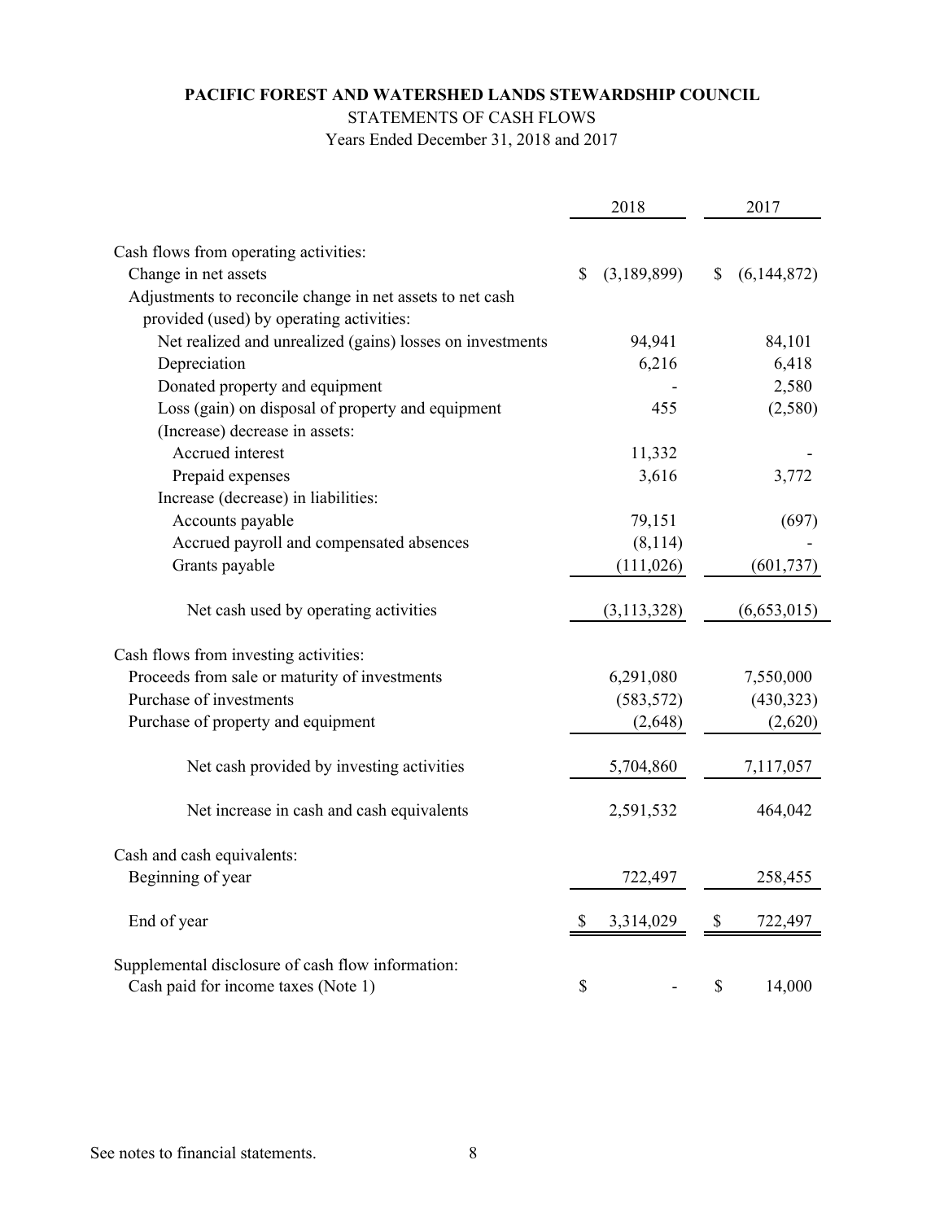**PACIFIC FOREST AND WATERSHED LANDS STEWARDSHIP COUNCIL**

STATEMENTS OF CASH FLOWS

Years Ended December 31, 2018 and 2017

| | 2018 | 2017 |
|---|---|---|
| Cash flows from operating activities: | | |
| Change in net assets | $ (3,189,899) | $ (6,144,872) |
| Adjustments to reconcile change in net assets to net cash provided (used) by operating activities: | | |
| Net realized and unrealized (gains) losses on investments | 94,941 | 84,101 |
| Depreciation | 6,216 | 6,418 |
| Donated property and equipment | - | 2,580 |
| Loss (gain) on disposal of property and equipment | 455 | (2,580) |
| (Increase) decrease in assets: | | |
| Accrued interest | 11,332 | - |
| Prepaid expenses | 3,616 | 3,772 |
| Increase (decrease) in liabilities: | | |
| Accounts payable | 79,151 | (697) |
| Accrued payroll and compensated absences | (8,114) | - |
| Grants payable | (111,026) | (601,737) |
| Net cash used by operating activities | (3,113,328) | (6,653,015) |
| Cash flows from investing activities: | | |
| Proceeds from sale or maturity of investments | 6,291,080 | 7,550,000 |
| Purchase of investments | (583,572) | (430,323) |
| Purchase of property and equipment | (2,648) | (2,620) |
| Net cash provided by investing activities | 5,704,860 | 7,117,057 |
| Net increase in cash and cash equivalents | 2,591,532 | 464,042 |
| Cash and cash equivalents: | | |
| Beginning of year | 722,497 | 258,455 |
| End of year | $ 3,314,029 | $ 722,497 |
| Supplemental disclosure of cash flow information: | | |
| Cash paid for income taxes (Note 1) | $ - | $ 14,000 |

See notes to financial statements.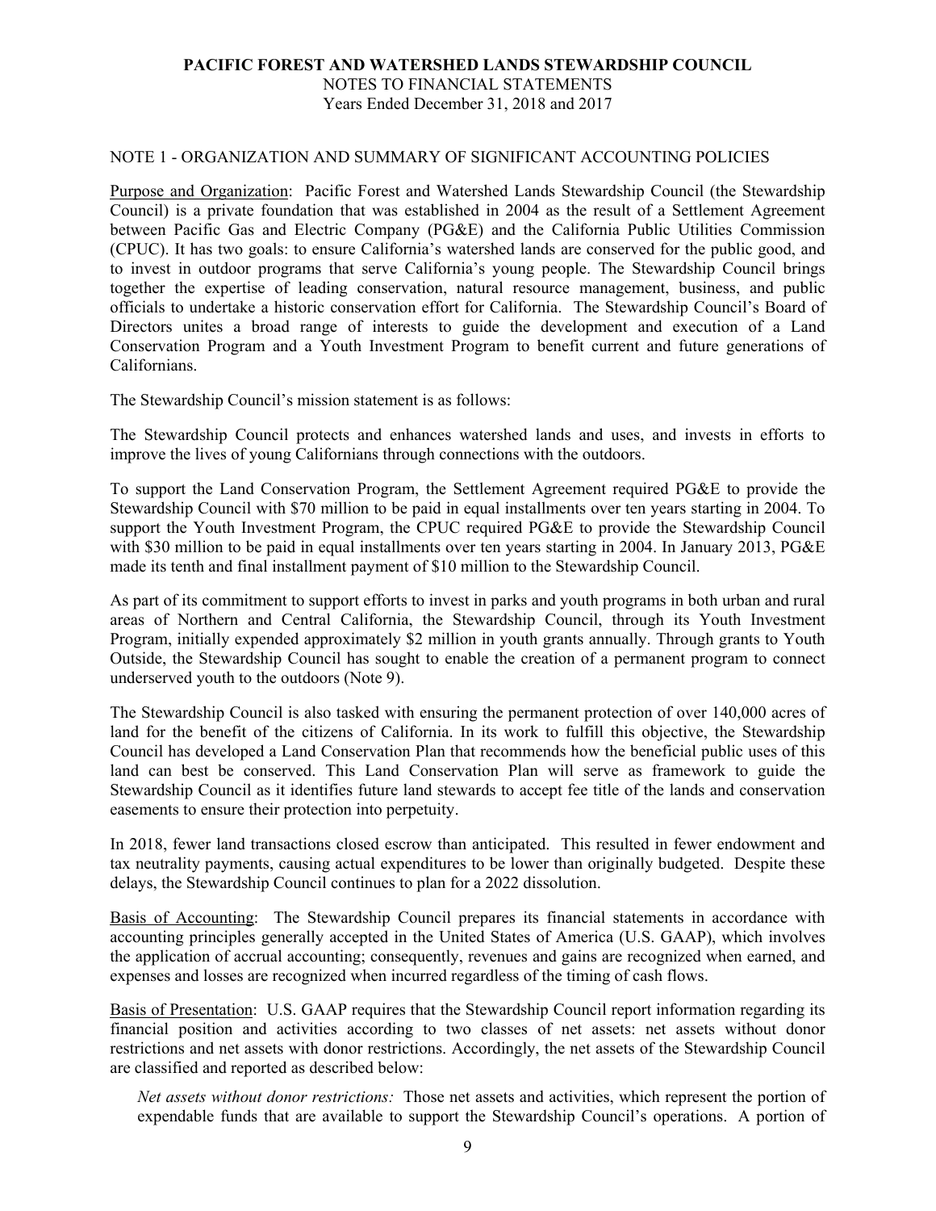**PACIFIC FOREST AND WATERSHED LANDS STEWARDSHIP COUNCIL**
NOTES TO FINANCIAL STATEMENTS
Years Ended December 31, 2018 and 2017

NOTE 1 - ORGANIZATION AND SUMMARY OF SIGNIFICANT ACCOUNTING POLICIES

Purpose and Organization: Pacific Forest and Watershed Lands Stewardship Council (the Stewardship Council) is a private foundation that was established in 2004 as the result of a Settlement Agreement between Pacific Gas and Electric Company (PG&E) and the California Public Utilities Commission (CPUC). It has two goals: to ensure California's watershed lands are conserved for the public good, and to invest in outdoor programs that serve California's young people. The Stewardship Council brings together the expertise of leading conservation, natural resource management, business, and public officials to undertake a historic conservation effort for California. The Stewardship Council's Board of Directors unites a broad range of interests to guide the development and execution of a Land Conservation Program and a Youth Investment Program to benefit current and future generations of Californians.

The Stewardship Council's mission statement is as follows:

The Stewardship Council protects and enhances watershed lands and uses, and invests in efforts to improve the lives of young Californians through connections with the outdoors.

To support the Land Conservation Program, the Settlement Agreement required PG&E to provide the Stewardship Council with $70 million to be paid in equal installments over ten years starting in 2004. To support the Youth Investment Program, the CPUC required PG&E to provide the Stewardship Council with $30 million to be paid in equal installments over ten years starting in 2004. In January 2013, PG&E made its tenth and final installment payment of $10 million to the Stewardship Council.

As part of its commitment to support efforts to invest in parks and youth programs in both urban and rural areas of Northern and Central California, the Stewardship Council, through its Youth Investment Program, initially expended approximately $2 million in youth grants annually. Through grants to Youth Outside, the Stewardship Council has sought to enable the creation of a permanent program to connect underserved youth to the outdoors (Note 9).

The Stewardship Council is also tasked with ensuring the permanent protection of over 140,000 acres of land for the benefit of the citizens of California. In its work to fulfill this objective, the Stewardship Council has developed a Land Conservation Plan that recommends how the beneficial public uses of this land can best be conserved. This Land Conservation Plan will serve as framework to guide the Stewardship Council as it identifies future land stewards to accept fee title of the lands and conservation easements to ensure their protection into perpetuity.

In 2018, fewer land transactions closed escrow than anticipated. This resulted in fewer endowment and tax neutrality payments, causing actual expenditures to be lower than originally budgeted. Despite these delays, the Stewardship Council continues to plan for a 2022 dissolution.

Basis of Accounting: The Stewardship Council prepares its financial statements in accordance with accounting principles generally accepted in the United States of America (U.S. GAAP), which involves the application of accrual accounting; consequently, revenues and gains are recognized when earned, and expenses and losses are recognized when incurred regardless of the timing of cash flows.

Basis of Presentation: U.S. GAAP requires that the Stewardship Council report information regarding its financial position and activities according to two classes of net assets: net assets without donor restrictions and net assets with donor restrictions. Accordingly, the net assets of the Stewardship Council are classified and reported as described below:

*Net assets without donor restrictions:* Those net assets and activities, which represent the portion of expendable funds that are available to support the Stewardship Council's operations. A portion of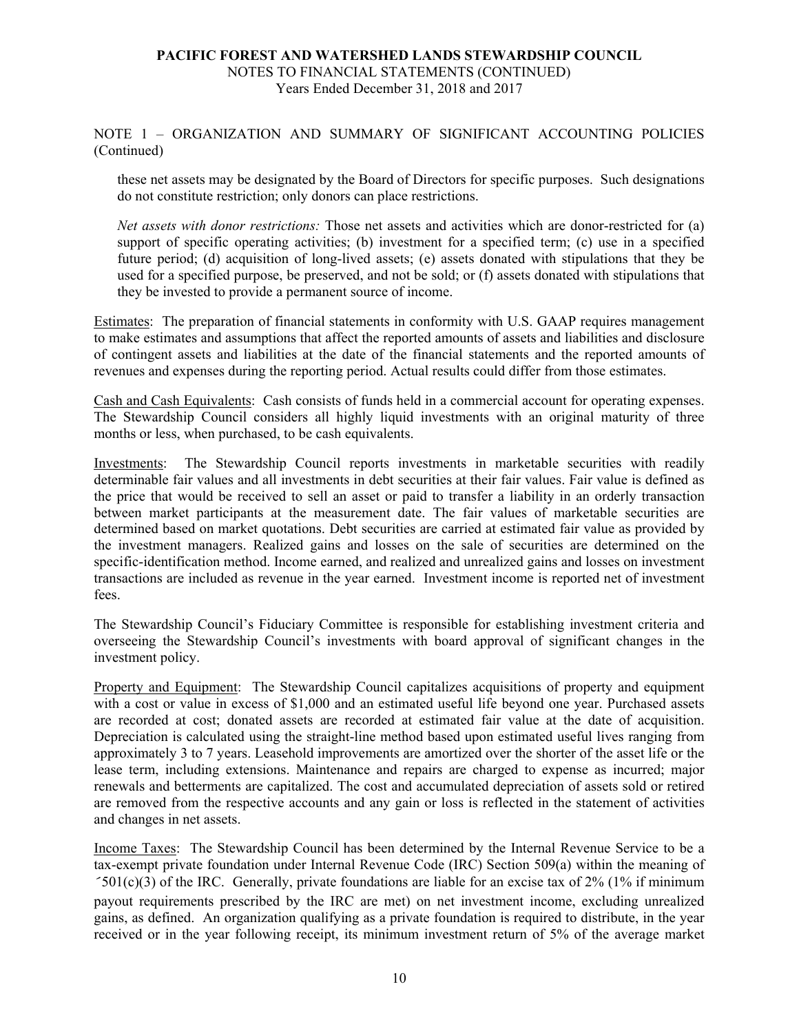NOTE 1 – ORGANIZATION AND SUMMARY OF SIGNIFICANT ACCOUNTING POLICIES (Continued)

these net assets may be designated by the Board of Directors for specific purposes. Such designations do not constitute restriction; only donors can place restrictions.

*Net assets with donor restrictions:* Those net assets and activities which are donor-restricted for (a) support of specific operating activities; (b) investment for a specified term; (c) use in a specified future period; (d) acquisition of long-lived assets; (e) assets donated with stipulations that they be used for a specified purpose, be preserved, and not be sold; or (f) assets donated with stipulations that they be invested to provide a permanent source of income.

Estimates: The preparation of financial statements in conformity with U.S. GAAP requires management to make estimates and assumptions that affect the reported amounts of assets and liabilities and disclosure of contingent assets and liabilities at the date of the financial statements and the reported amounts of revenues and expenses during the reporting period. Actual results could differ from those estimates.

Cash and Cash Equivalents: Cash consists of funds held in a commercial account for operating expenses. The Stewardship Council considers all highly liquid investments with an original maturity of three months or less, when purchased, to be cash equivalents.

Investments: The Stewardship Council reports investments in marketable securities with readily determinable fair values and all investments in debt securities at their fair values. Fair value is defined as the price that would be received to sell an asset or paid to transfer a liability in an orderly transaction between market participants at the measurement date. The fair values of marketable securities are determined based on market quotations. Debt securities are carried at estimated fair value as provided by the investment managers. Realized gains and losses on the sale of securities are determined on the specific-identification method. Income earned, and realized and unrealized gains and losses on investment transactions are included as revenue in the year earned. Investment income is reported net of investment fees.

The Stewardship Council's Fiduciary Committee is responsible for establishing investment criteria and overseeing the Stewardship Council's investments with board approval of significant changes in the investment policy.

Property and Equipment: The Stewardship Council capitalizes acquisitions of property and equipment with a cost or value in excess of $1,000 and an estimated useful life beyond one year. Purchased assets are recorded at cost; donated assets are recorded at estimated fair value at the date of acquisition. Depreciation is calculated using the straight-line method based upon estimated useful lives ranging from approximately 3 to 7 years. Leasehold improvements are amortized over the shorter of the asset life or the lease term, including extensions. Maintenance and repairs are charged to expense as incurred; major renewals and betterments are capitalized. The cost and accumulated depreciation of assets sold or retired are removed from the respective accounts and any gain or loss is reflected in the statement of activities and changes in net assets.

Income Taxes: The Stewardship Council has been determined by the Internal Revenue Service to be a tax-exempt private foundation under Internal Revenue Code (IRC) Section 509(a) within the meaning of ´501(c)(3) of the IRC. Generally, private foundations are liable for an excise tax of 2% (1% if minimum payout requirements prescribed by the IRC are met) on net investment income, excluding unrealized gains, as defined. An organization qualifying as a private foundation is required to distribute, in the year received or in the year following receipt, its minimum investment return of 5% of the average market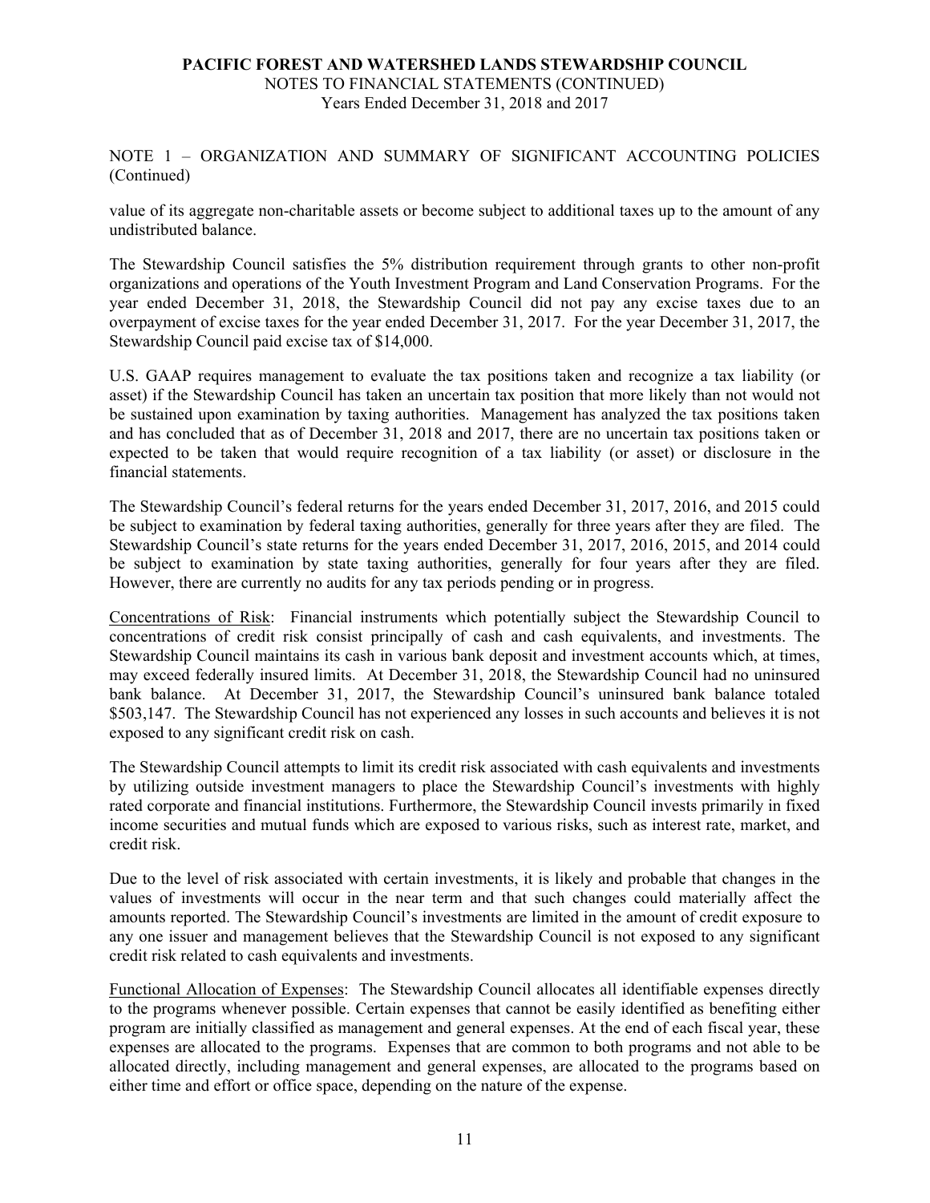NOTE 1 – ORGANIZATION AND SUMMARY OF SIGNIFICANT ACCOUNTING POLICIES (Continued)

value of its aggregate non-charitable assets or become subject to additional taxes up to the amount of any undistributed balance.

The Stewardship Council satisfies the 5% distribution requirement through grants to other non-profit organizations and operations of the Youth Investment Program and Land Conservation Programs. For the year ended December 31, 2018, the Stewardship Council did not pay any excise taxes due to an overpayment of excise taxes for the year ended December 31, 2017. For the year December 31, 2017, the Stewardship Council paid excise tax of $14,000.

U.S. GAAP requires management to evaluate the tax positions taken and recognize a tax liability (or asset) if the Stewardship Council has taken an uncertain tax position that more likely than not would not be sustained upon examination by taxing authorities. Management has analyzed the tax positions taken and has concluded that as of December 31, 2018 and 2017, there are no uncertain tax positions taken or expected to be taken that would require recognition of a tax liability (or asset) or disclosure in the financial statements.

The Stewardship Council's federal returns for the years ended December 31, 2017, 2016, and 2015 could be subject to examination by federal taxing authorities, generally for three years after they are filed. The Stewardship Council's state returns for the years ended December 31, 2017, 2016, 2015, and 2014 could be subject to examination by state taxing authorities, generally for four years after they are filed. However, there are currently no audits for any tax periods pending or in progress.

Concentrations of Risk: Financial instruments which potentially subject the Stewardship Council to concentrations of credit risk consist principally of cash and cash equivalents, and investments. The Stewardship Council maintains its cash in various bank deposit and investment accounts which, at times, may exceed federally insured limits. At December 31, 2018, the Stewardship Council had no uninsured bank balance. At December 31, 2017, the Stewardship Council's uninsured bank balance totaled $503,147. The Stewardship Council has not experienced any losses in such accounts and believes it is not exposed to any significant credit risk on cash.

The Stewardship Council attempts to limit its credit risk associated with cash equivalents and investments by utilizing outside investment managers to place the Stewardship Council's investments with highly rated corporate and financial institutions. Furthermore, the Stewardship Council invests primarily in fixed income securities and mutual funds which are exposed to various risks, such as interest rate, market, and credit risk.

Due to the level of risk associated with certain investments, it is likely and probable that changes in the values of investments will occur in the near term and that such changes could materially affect the amounts reported. The Stewardship Council's investments are limited in the amount of credit exposure to any one issuer and management believes that the Stewardship Council is not exposed to any significant credit risk related to cash equivalents and investments.

Functional Allocation of Expenses: The Stewardship Council allocates all identifiable expenses directly to the programs whenever possible. Certain expenses that cannot be easily identified as benefiting either program are initially classified as management and general expenses. At the end of each fiscal year, these expenses are allocated to the programs. Expenses that are common to both programs and not able to be allocated directly, including management and general expenses, are allocated to the programs based on either time and effort or office space, depending on the nature of the expense.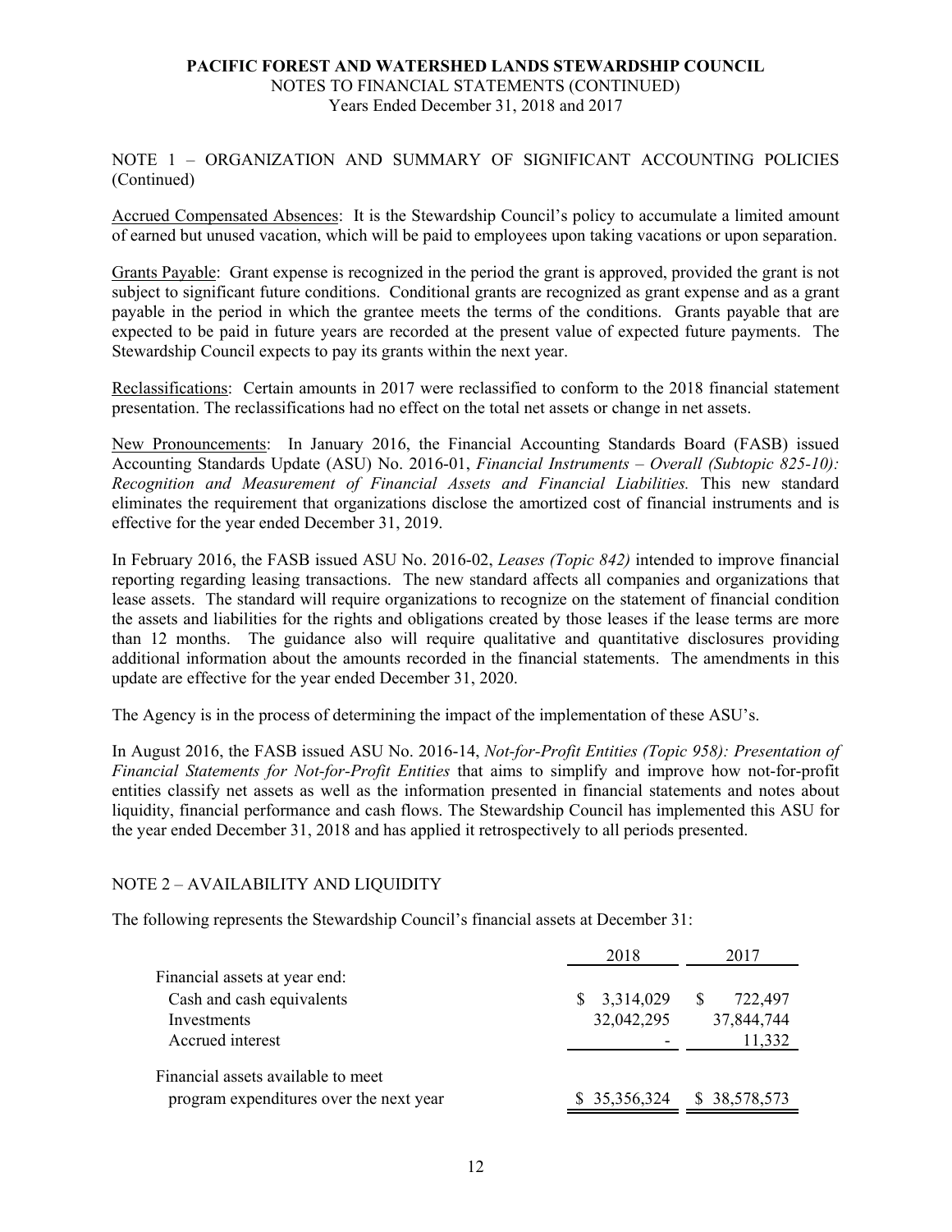NOTE 1 – ORGANIZATION AND SUMMARY OF SIGNIFICANT ACCOUNTING POLICIES (Continued)

Accrued Compensated Absences: It is the Stewardship Council's policy to accumulate a limited amount of earned but unused vacation, which will be paid to employees upon taking vacations or upon separation.

Grants Payable: Grant expense is recognized in the period the grant is approved, provided the grant is not subject to significant future conditions. Conditional grants are recognized as grant expense and as a grant payable in the period in which the grantee meets the terms of the conditions. Grants payable that are expected to be paid in future years are recorded at the present value of expected future payments. The Stewardship Council expects to pay its grants within the next year.

Reclassifications: Certain amounts in 2017 were reclassified to conform to the 2018 financial statement presentation. The reclassifications had no effect on the total net assets or change in net assets.

New Pronouncements: In January 2016, the Financial Accounting Standards Board (FASB) issued Accounting Standards Update (ASU) No. 2016-01, *Financial Instruments – Overall (Subtopic 825-10): Recognition and Measurement of Financial Assets and Financial Liabilities.* This new standard eliminates the requirement that organizations disclose the amortized cost of financial instruments and is effective for the year ended December 31, 2019.

In February 2016, the FASB issued ASU No. 2016-02, *Leases (Topic 842)* intended to improve financial reporting regarding leasing transactions. The new standard affects all companies and organizations that lease assets. The standard will require organizations to recognize on the statement of financial condition the assets and liabilities for the rights and obligations created by those leases if the lease terms are more than 12 months. The guidance also will require qualitative and quantitative disclosures providing additional information about the amounts recorded in the financial statements. The amendments in this update are effective for the year ended December 31, 2020.

The Agency is in the process of determining the impact of the implementation of these ASU's.

In August 2016, the FASB issued ASU No. 2016-14, *Not-for-Profit Entities (Topic 958): Presentation of Financial Statements for Not-for-Profit Entities* that aims to simplify and improve how not-for-profit entities classify net assets as well as the information presented in financial statements and notes about liquidity, financial performance and cash flows. The Stewardship Council has implemented this ASU for the year ended December 31, 2018 and has applied it retrospectively to all periods presented.

## NOTE 2 – AVAILABILITY AND LIQUIDITY

The following represents the Stewardship Council's financial assets at December 31:

| | 2018 | 2017 |
|---|---|---|
| Financial assets at year end: | | |
| Cash and cash equivalents | $ 3,314,029 | $ 722,497 |
| Investments | 32,042,295 | 37,844,744 |
| Accrued interest | - | 11,332 |
| Financial assets available to meet program expenditures over the next year | $ 35,356,324 | $ 38,578,573 |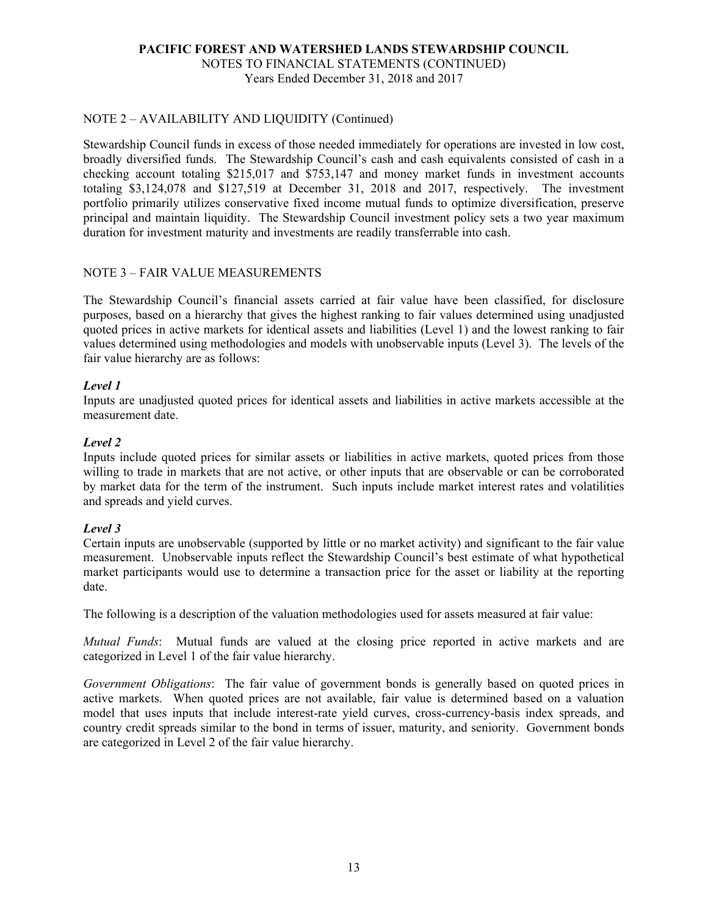## NOTE 2 – AVAILABILITY AND LIQUIDITY (Continued)

Stewardship Council funds in excess of those needed immediately for operations are invested in low cost, broadly diversified funds. The Stewardship Council's cash and cash equivalents consisted of cash in a checking account totaling $215,017 and $753,147 and money market funds in investment accounts totaling $3,124,078 and $127,519 at December 31, 2018 and 2017, respectively. The investment portfolio primarily utilizes conservative fixed income mutual funds to optimize diversification, preserve principal and maintain liquidity. The Stewardship Council investment policy sets a two year maximum duration for investment maturity and investments are readily transferrable into cash.

## NOTE 3 – FAIR VALUE MEASUREMENTS

The Stewardship Council's financial assets carried at fair value have been classified, for disclosure purposes, based on a hierarchy that gives the highest ranking to fair values determined using unadjusted quoted prices in active markets for identical assets and liabilities (Level 1) and the lowest ranking to fair values determined using methodologies and models with unobservable inputs (Level 3). The levels of the fair value hierarchy are as follows:

***Level 1***
Inputs are unadjusted quoted prices for identical assets and liabilities in active markets accessible at the measurement date.

***Level 2***
Inputs include quoted prices for similar assets or liabilities in active markets, quoted prices from those willing to trade in markets that are not active, or other inputs that are observable or can be corroborated by market data for the term of the instrument. Such inputs include market interest rates and volatilities and spreads and yield curves.

***Level 3***
Certain inputs are unobservable (supported by little or no market activity) and significant to the fair value measurement. Unobservable inputs reflect the Stewardship Council's best estimate of what hypothetical market participants would use to determine a transaction price for the asset or liability at the reporting date.

The following is a description of the valuation methodologies used for assets measured at fair value:

*Mutual Funds*: Mutual funds are valued at the closing price reported in active markets and are categorized in Level 1 of the fair value hierarchy.

*Government Obligations*: The fair value of government bonds is generally based on quoted prices in active markets. When quoted prices are not available, fair value is determined based on a valuation model that uses inputs that include interest-rate yield curves, cross-currency-basis index spreads, and country credit spreads similar to the bond in terms of issuer, maturity, and seniority. Government bonds are categorized in Level 2 of the fair value hierarchy.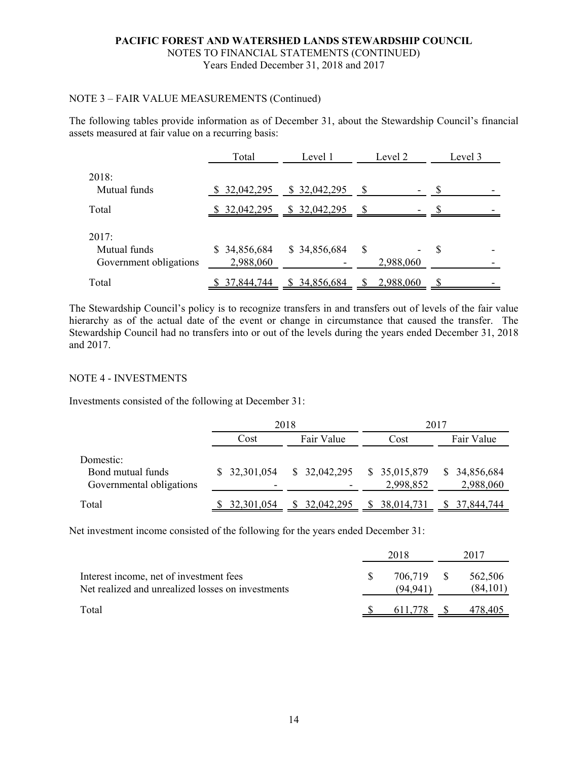**PACIFIC FOREST AND WATERSHED LANDS STEWARDSHIP COUNCIL**
NOTES TO FINANCIAL STATEMENTS (CONTINUED)
Years Ended December 31, 2018 and 2017

NOTE 3 – FAIR VALUE MEASUREMENTS (Continued)

The following tables provide information as of December 31, about the Stewardship Council's financial assets measured at fair value on a recurring basis:

| | Total | Level 1 | Level 2 | Level 3 |
|---|---|---|---|---|
| 2018: | | | | |
| Mutual funds | $ 32,042,295 | $ 32,042,295 | $ - | $ - |
| Total | $ 32,042,295 | $ 32,042,295 | $ - | $ - |
| 2017: | | | | |
| Mutual funds | $ 34,856,684 | $ 34,856,684 | $ - | $ - |
| Government obligations | 2,988,060 | - | 2,988,060 | - |
| Total | $ 37,844,744 | $ 34,856,684 | $ 2,988,060 | $ - |

The Stewardship Council's policy is to recognize transfers in and transfers out of levels of the fair value hierarchy as of the actual date of the event or change in circumstance that caused the transfer. The Stewardship Council had no transfers into or out of the levels during the years ended December 31, 2018 and 2017.

NOTE 4 - INVESTMENTS

Investments consisted of the following at December 31:

| | 2018 | | 2017 | |
|---|---|---|---|---|
| | Cost | Fair Value | Cost | Fair Value |
| Domestic: | | | | |
| Bond mutual funds | $ 32,301,054 | $ 32,042,295 | $ 35,015,879 | $ 34,856,684 |
| Governmental obligations | - | - | 2,998,852 | 2,988,060 |
| Total | $ 32,301,054 | $ 32,042,295 | $ 38,014,731 | $ 37,844,744 |

Net investment income consisted of the following for the years ended December 31:

| | 2018 | 2017 |
|---|---|---|
| Interest income, net of investment fees | $ 706,719 | $ 562,506 |
| Net realized and unrealized losses on investments | (94,941) | (84,101) |
| Total | $ 611,778 | $ 478,405 |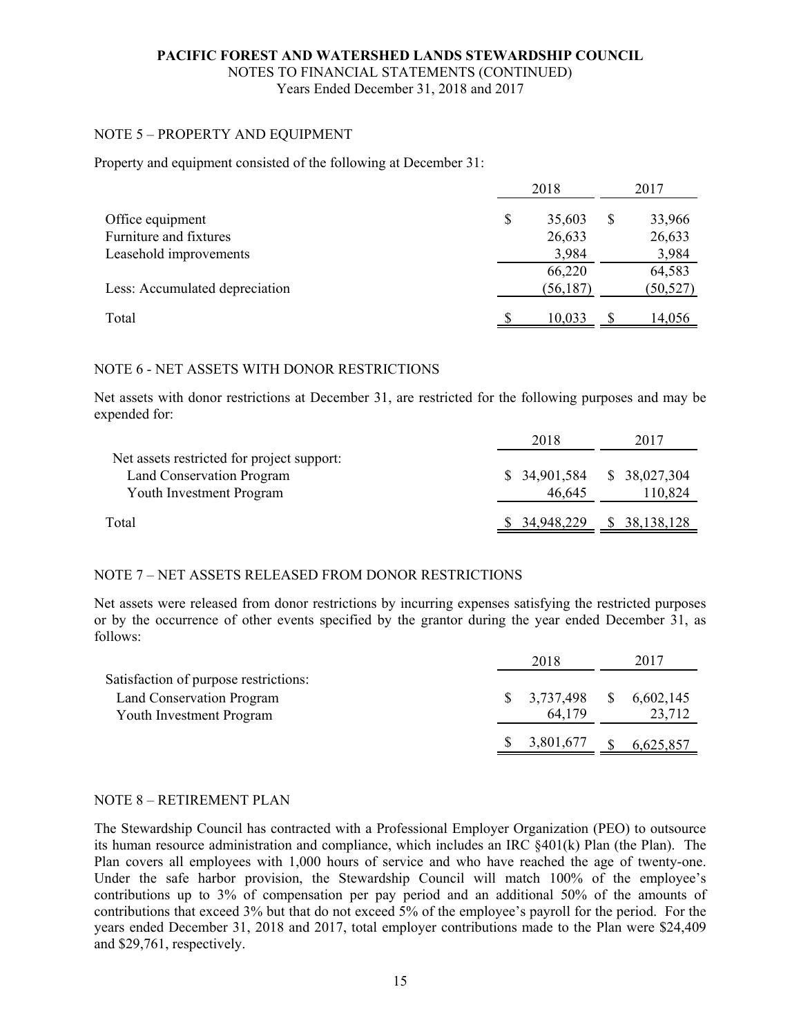**PACIFIC FOREST AND WATERSHED LANDS STEWARDSHIP COUNCIL**
NOTES TO FINANCIAL STATEMENTS (CONTINUED)
Years Ended December 31, 2018 and 2017

## NOTE 5 – PROPERTY AND EQUIPMENT

Property and equipment consisted of the following at December 31:

| | 2018 | 2017 |
|---|---|---|
| Office equipment | $ 35,603 | $ 33,966 |
| Furniture and fixtures | 26,633 | 26,633 |
| Leasehold improvements | 3,984 | 3,984 |
| | 66,220 | 64,583 |
| Less: Accumulated depreciation | (56,187) | (50,527) |
| Total | $ 10,033 | $ 14,056 |

## NOTE 6 - NET ASSETS WITH DONOR RESTRICTIONS

Net assets with donor restrictions at December 31, are restricted for the following purposes and may be expended for:

| | 2018 | 2017 |
|---|---|---|
| Net assets restricted for project support: | | |
| Land Conservation Program | $ 34,901,584 | $ 38,027,304 |
| Youth Investment Program | 46,645 | 110,824 |
| Total | $ 34,948,229 | $ 38,138,128 |

## NOTE 7 – NET ASSETS RELEASED FROM DONOR RESTRICTIONS

Net assets were released from donor restrictions by incurring expenses satisfying the restricted purposes or by the occurrence of other events specified by the grantor during the year ended December 31, as follows:

| | 2018 | 2017 |
|---|---|---|
| Satisfaction of purpose restrictions: | | |
| Land Conservation Program | $ 3,737,498 | $ 6,602,145 |
| Youth Investment Program | 64,179 | 23,712 |
| | $ 3,801,677 | $ 6,625,857 |

## NOTE 8 – RETIREMENT PLAN

The Stewardship Council has contracted with a Professional Employer Organization (PEO) to outsource its human resource administration and compliance, which includes an IRC §401(k) Plan (the Plan). The Plan covers all employees with 1,000 hours of service and who have reached the age of twenty-one. Under the safe harbor provision, the Stewardship Council will match 100% of the employee's contributions up to 3% of compensation per pay period and an additional 50% of the amounts of contributions that exceed 3% but that do not exceed 5% of the employee's payroll for the period. For the years ended December 31, 2018 and 2017, total employer contributions made to the Plan were $24,409 and $29,761, respectively.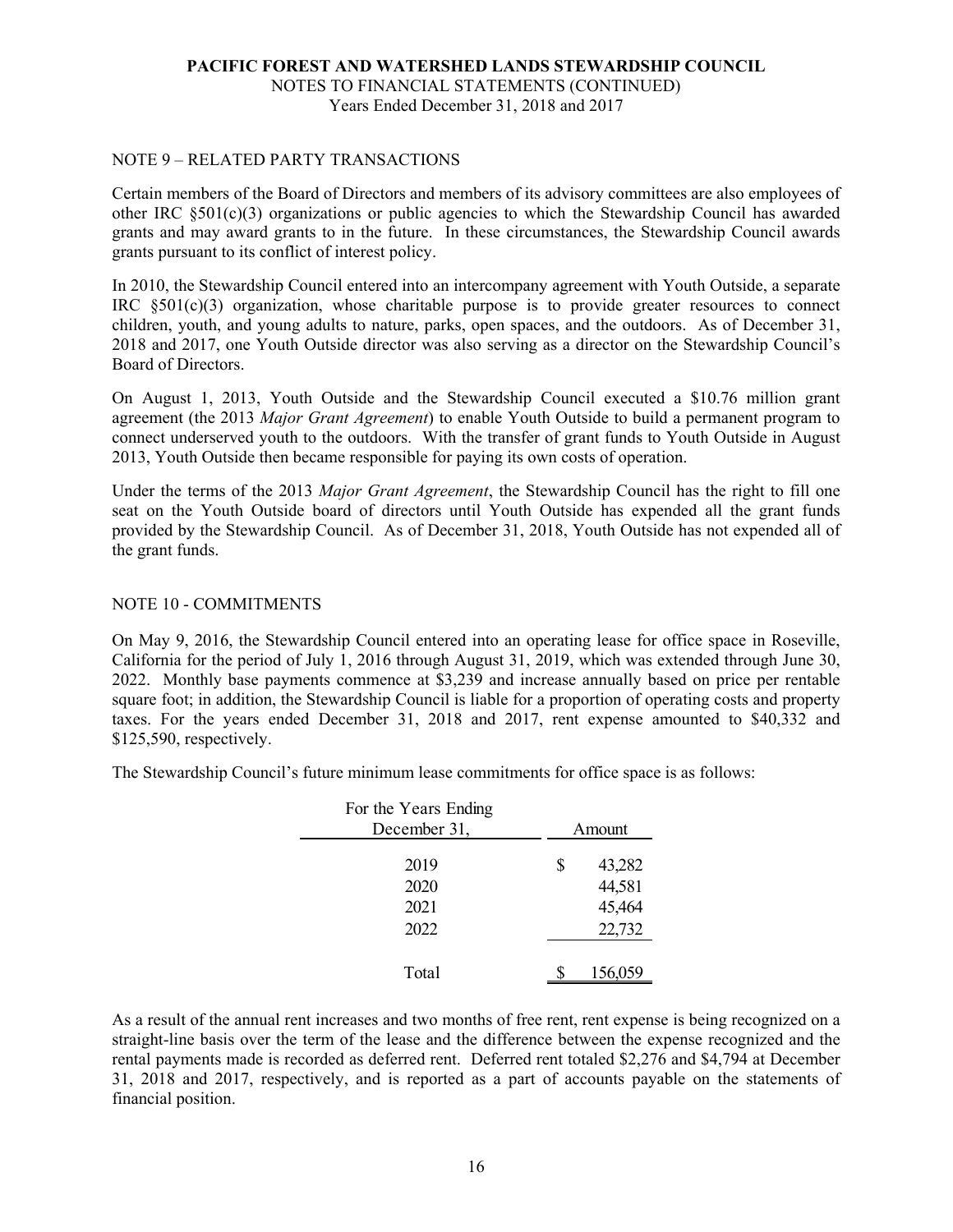## NOTE 9 – RELATED PARTY TRANSACTIONS

Certain members of the Board of Directors and members of its advisory committees are also employees of other IRC §501(c)(3) organizations or public agencies to which the Stewardship Council has awarded grants and may award grants to in the future. In these circumstances, the Stewardship Council awards grants pursuant to its conflict of interest policy.

In 2010, the Stewardship Council entered into an intercompany agreement with Youth Outside, a separate IRC §501(c)(3) organization, whose charitable purpose is to provide greater resources to connect children, youth, and young adults to nature, parks, open spaces, and the outdoors. As of December 31, 2018 and 2017, one Youth Outside director was also serving as a director on the Stewardship Council's Board of Directors.

On August 1, 2013, Youth Outside and the Stewardship Council executed a $10.76 million grant agreement (the 2013 *Major Grant Agreement*) to enable Youth Outside to build a permanent program to connect underserved youth to the outdoors. With the transfer of grant funds to Youth Outside in August 2013, Youth Outside then became responsible for paying its own costs of operation.

Under the terms of the 2013 *Major Grant Agreement*, the Stewardship Council has the right to fill one seat on the Youth Outside board of directors until Youth Outside has expended all the grant funds provided by the Stewardship Council. As of December 31, 2018, Youth Outside has not expended all of the grant funds.

## NOTE 10 - COMMITMENTS

On May 9, 2016, the Stewardship Council entered into an operating lease for office space in Roseville, California for the period of July 1, 2016 through August 31, 2019, which was extended through June 30, 2022. Monthly base payments commence at $3,239 and increase annually based on price per rentable square foot; in addition, the Stewardship Council is liable for a proportion of operating costs and property taxes. For the years ended December 31, 2018 and 2017, rent expense amounted to $40,332 and $125,590, respectively.

The Stewardship Council's future minimum lease commitments for office space is as follows:

| For the Years Ending December 31, | Amount |
|---|---|
| 2019 | $ 43,282 |
| 2020 | 44,581 |
| 2021 | 45,464 |
| 2022 | 22,732 |
| Total | $ 156,059 |

As a result of the annual rent increases and two months of free rent, rent expense is being recognized on a straight-line basis over the term of the lease and the difference between the expense recognized and the rental payments made is recorded as deferred rent. Deferred rent totaled $2,276 and $4,794 at December 31, 2018 and 2017, respectively, and is reported as a part of accounts payable on the statements of financial position.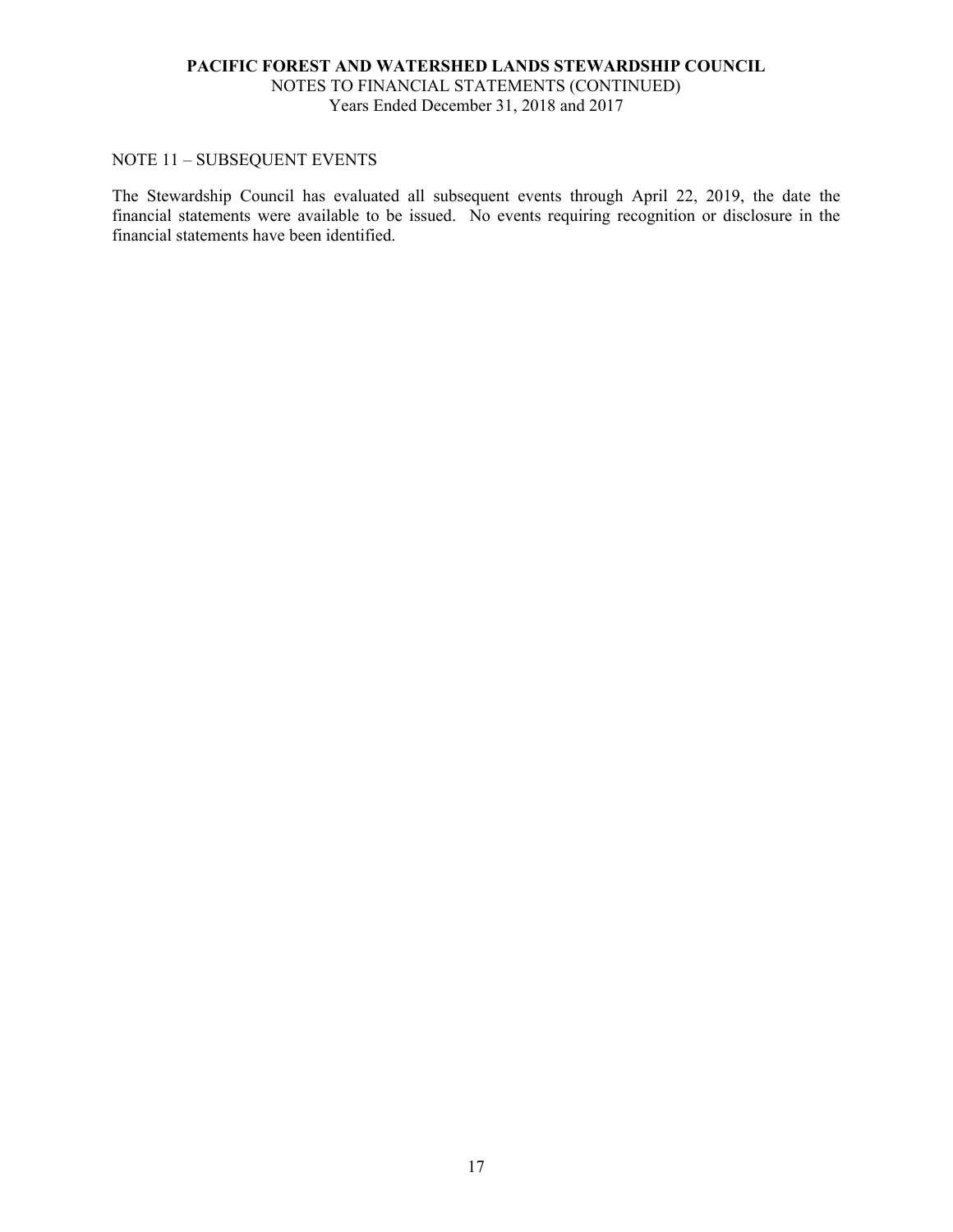## NOTE 11 – SUBSEQUENT EVENTS

The Stewardship Council has evaluated all subsequent events through April 22, 2019, the date the financial statements were available to be issued. No events requiring recognition or disclosure in the financial statements have been identified.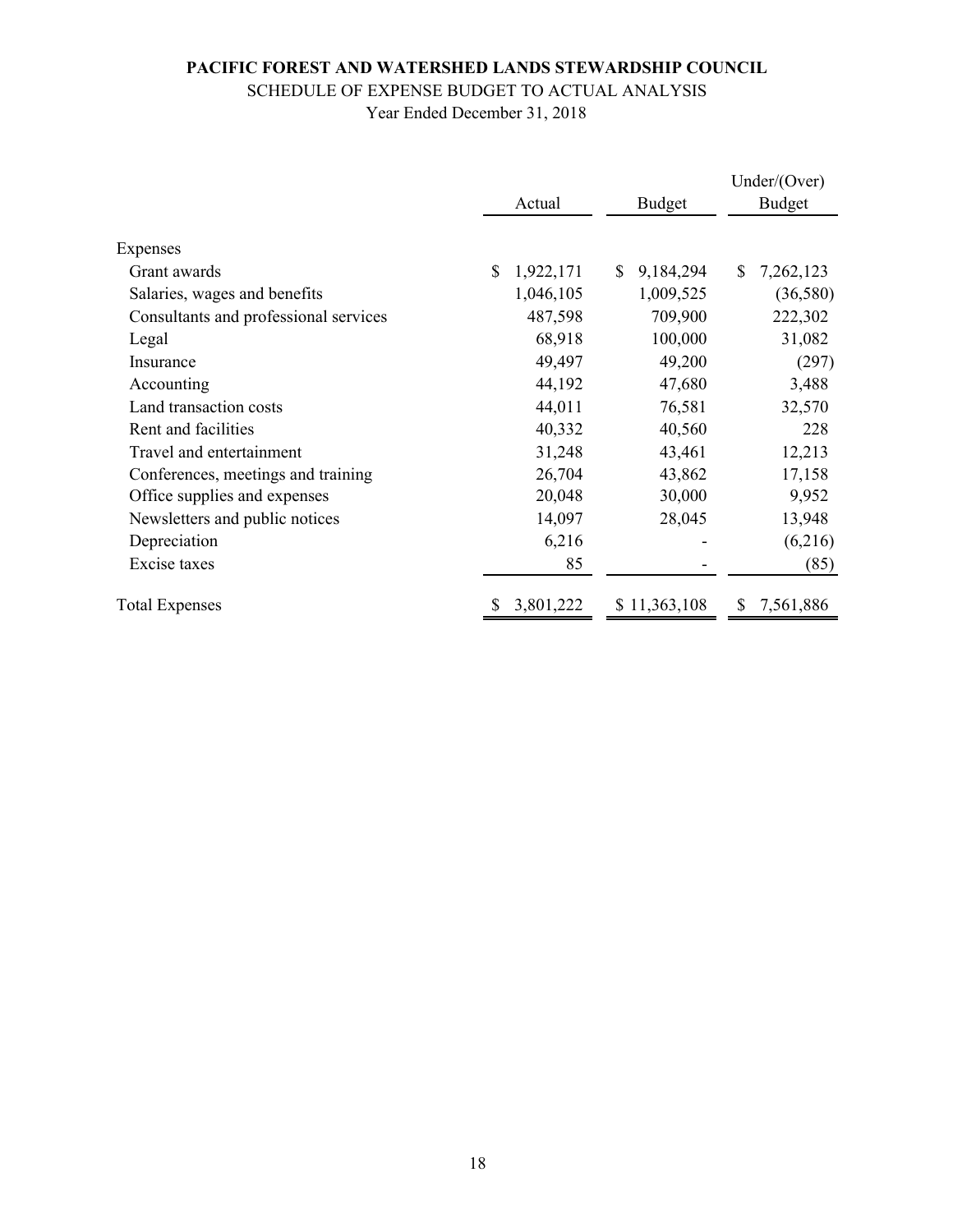# PACIFIC FOREST AND WATERSHED LANDS STEWARDSHIP COUNCIL

SCHEDULE OF EXPENSE BUDGET TO ACTUAL ANALYSIS

Year Ended December 31, 2018

| | Actual | Budget | Under/(Over) Budget |
|---|---|---|---|
| Expenses | | | |
| Grant awards | $ 1,922,171 | $ 9,184,294 | $ 7,262,123 |
| Salaries, wages and benefits | 1,046,105 | 1,009,525 | (36,580) |
| Consultants and professional services | 487,598 | 709,900 | 222,302 |
| Legal | 68,918 | 100,000 | 31,082 |
| Insurance | 49,497 | 49,200 | (297) |
| Accounting | 44,192 | 47,680 | 3,488 |
| Land transaction costs | 44,011 | 76,581 | 32,570 |
| Rent and facilities | 40,332 | 40,560 | 228 |
| Travel and entertainment | 31,248 | 43,461 | 12,213 |
| Conferences, meetings and training | 26,704 | 43,862 | 17,158 |
| Office supplies and expenses | 20,048 | 30,000 | 9,952 |
| Newsletters and public notices | 14,097 | 28,045 | 13,948 |
| Depreciation | 6,216 | - | (6,216) |
| Excise taxes | 85 | - | (85) |
| Total Expenses | $ 3,801,222 | $ 11,363,108 | $ 7,561,886 |